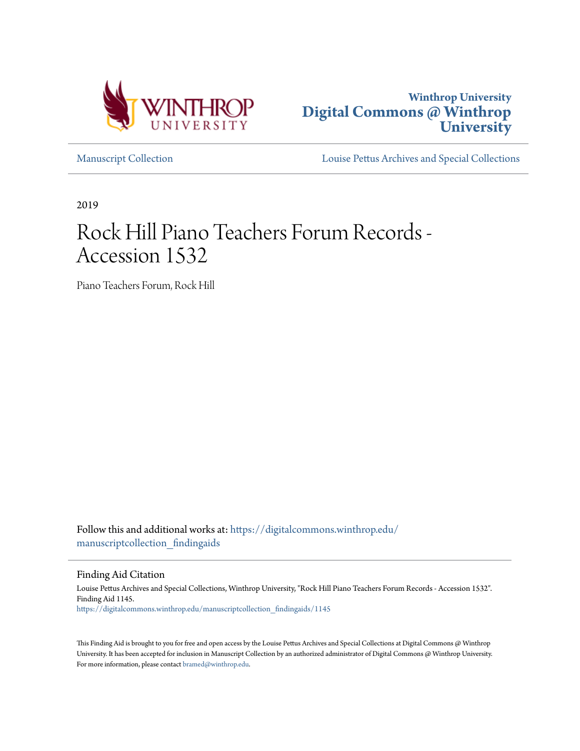Winthrop University

# Digital Commons @ Winthrop University

Manuscript Collection

Louise Pettus Archives and Special Collections

2019

# Rock Hill Piano Teachers Forum Records - Accession 1532

Piano Teachers Forum, Rock Hill

Follow this and additional works at: https://digitalcommons.winthrop.edu/manuscriptcollection_findingaids

## Finding Aid Citation

Louise Pettus Archives and Special Collections, Winthrop University, "Rock Hill Piano Teachers Forum Records - Accession 1532". Finding Aid 1145.

https://digitalcommons.winthrop.edu/manuscriptcollection_findingaids/1145

This Finding Aid is brought to you for free and open access by the Louise Pettus Archives and Special Collections at Digital Commons @ Winthrop University. It has been accepted for inclusion in Manuscript Collection by an authorized administrator of Digital Commons @ Winthrop University. For more information, please contact bramed@winthrop.edu.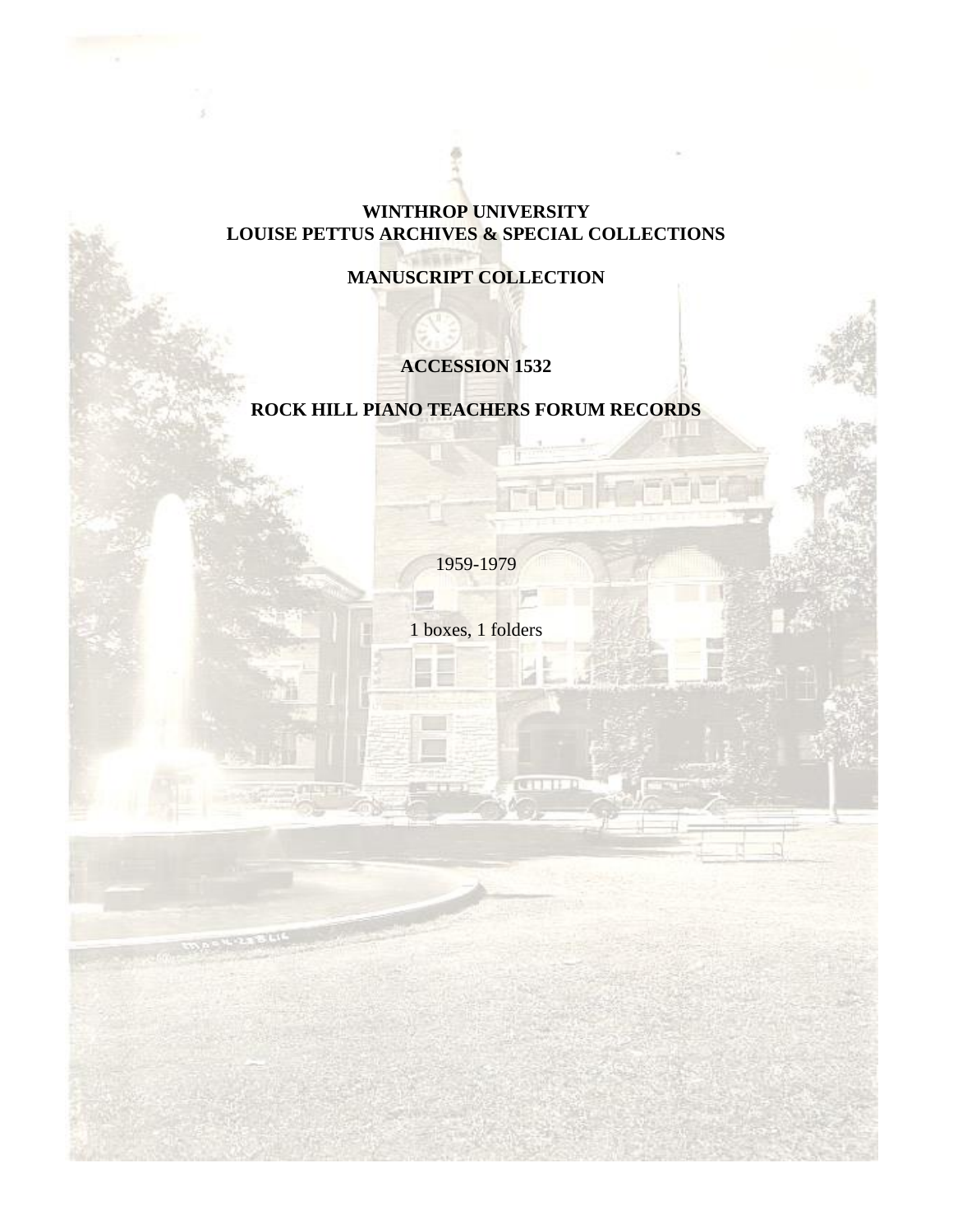**WINTHROP UNIVERSITY**
**LOUISE PETTUS ARCHIVES & SPECIAL COLLECTIONS**

**MANUSCRIPT COLLECTION**

**ACCESSION 1532**

**ROCK HILL PIANO TEACHERS FORUM RECORDS**

1959-1979

1 boxes, 1 folders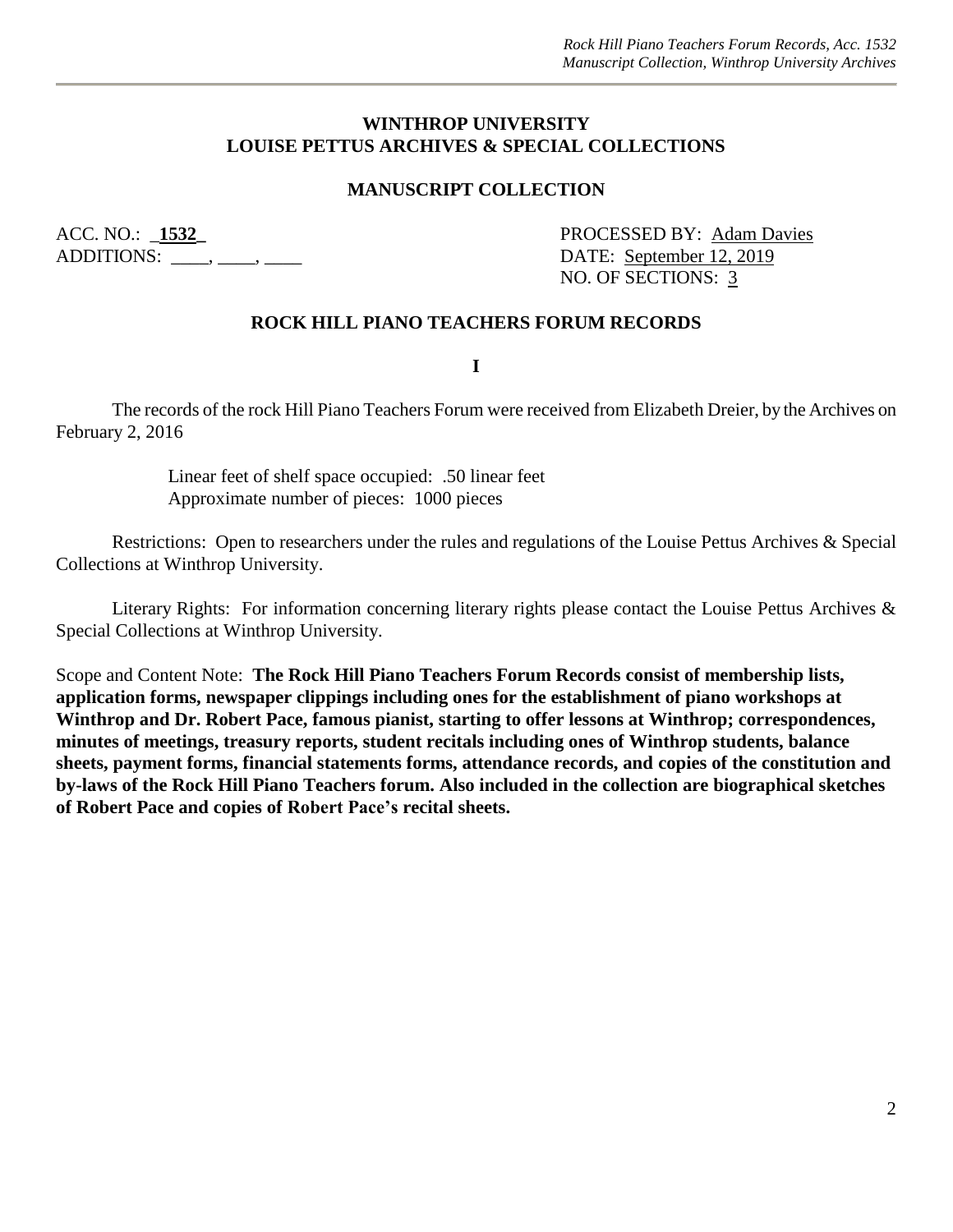**WINTHROP UNIVERSITY**
**LOUISE PETTUS ARCHIVES & SPECIAL COLLECTIONS**

**MANUSCRIPT COLLECTION**

ACC. NO.: _**1532**_ PROCESSED BY: Adam Davies
ADDITIONS: ____, ____, ____ DATE: September 12, 2019
NO. OF SECTIONS: 3

**ROCK HILL PIANO TEACHERS FORUM RECORDS**

**I**

The records of the rock Hill Piano Teachers Forum were received from Elizabeth Dreier, by the Archives on February 2, 2016

Linear feet of shelf space occupied: .50 linear feet
Approximate number of pieces: 1000 pieces

Restrictions: Open to researchers under the rules and regulations of the Louise Pettus Archives & Special Collections at Winthrop University.

Literary Rights: For information concerning literary rights please contact the Louise Pettus Archives & Special Collections at Winthrop University.

Scope and Content Note: **The Rock Hill Piano Teachers Forum Records consist of membership lists, application forms, newspaper clippings including ones for the establishment of piano workshops at Winthrop and Dr. Robert Pace, famous pianist, starting to offer lessons at Winthrop; correspondences, minutes of meetings, treasury reports, student recitals including ones of Winthrop students, balance sheets, payment forms, financial statements forms, attendance records, and copies of the constitution and by-laws of the Rock Hill Piano Teachers forum. Also included in the collection are biographical sketches of Robert Pace and copies of Robert Pace's recital sheets.**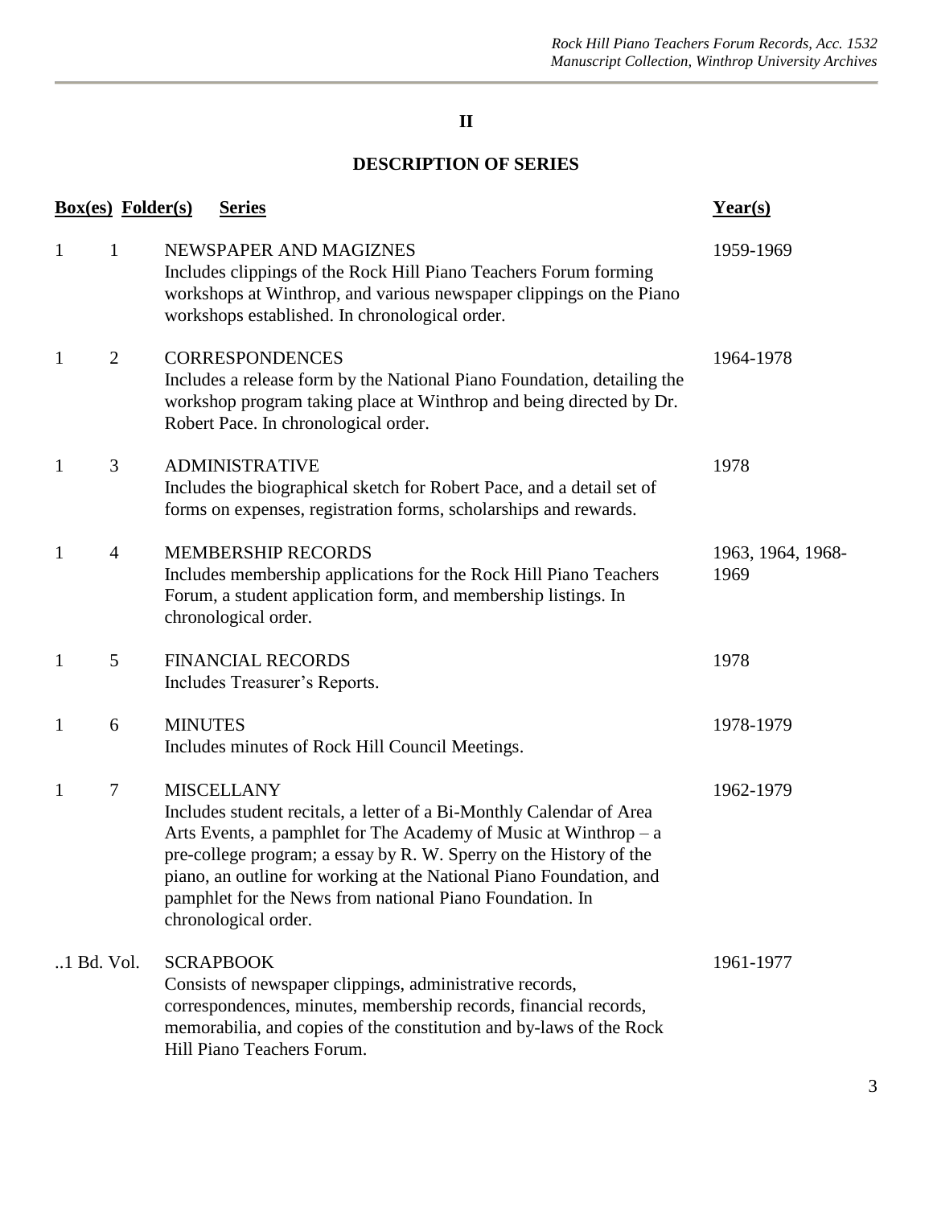# II

## DESCRIPTION OF SERIES

| Box(es) | Folder(s) | Series | Year(s) |
|---|---|---|---|
| 1 | 1 | NEWSPAPER AND MAGIZNES<br>Includes clippings of the Rock Hill Piano Teachers Forum forming workshops at Winthrop, and various newspaper clippings on the Piano workshops established. In chronological order. | 1959-1969 |
| 1 | 2 | CORRESPONDENCES<br>Includes a release form by the National Piano Foundation, detailing the workshop program taking place at Winthrop and being directed by Dr. Robert Pace. In chronological order. | 1964-1978 |
| 1 | 3 | ADMINISTRATIVE<br>Includes the biographical sketch for Robert Pace, and a detail set of forms on expenses, registration forms, scholarships and rewards. | 1978 |
| 1 | 4 | MEMBERSHIP RECORDS<br>Includes membership applications for the Rock Hill Piano Teachers Forum, a student application form, and membership listings. In chronological order. | 1963, 1964, 1968-1969 |
| 1 | 5 | FINANCIAL RECORDS<br>Includes Treasurer's Reports. | 1978 |
| 1 | 6 | MINUTES<br>Includes minutes of Rock Hill Council Meetings. | 1978-1979 |
| 1 | 7 | MISCELLANY<br>Includes student recitals, a letter of a Bi-Monthly Calendar of Area Arts Events, a pamphlet for The Academy of Music at Winthrop – a pre-college program; a essay by R. W. Sperry on the History of the piano, an outline for working at the National Piano Foundation, and pamphlet for the News from national Piano Foundation. In chronological order. | 1962-1979 |
| ..1 Bd. Vol. | | SCRAPBOOK<br>Consists of newspaper clippings, administrative records, correspondences, minutes, membership records, financial records, memorabilia, and copies of the constitution and by-laws of the Rock Hill Piano Teachers Forum. | 1961-1977 |